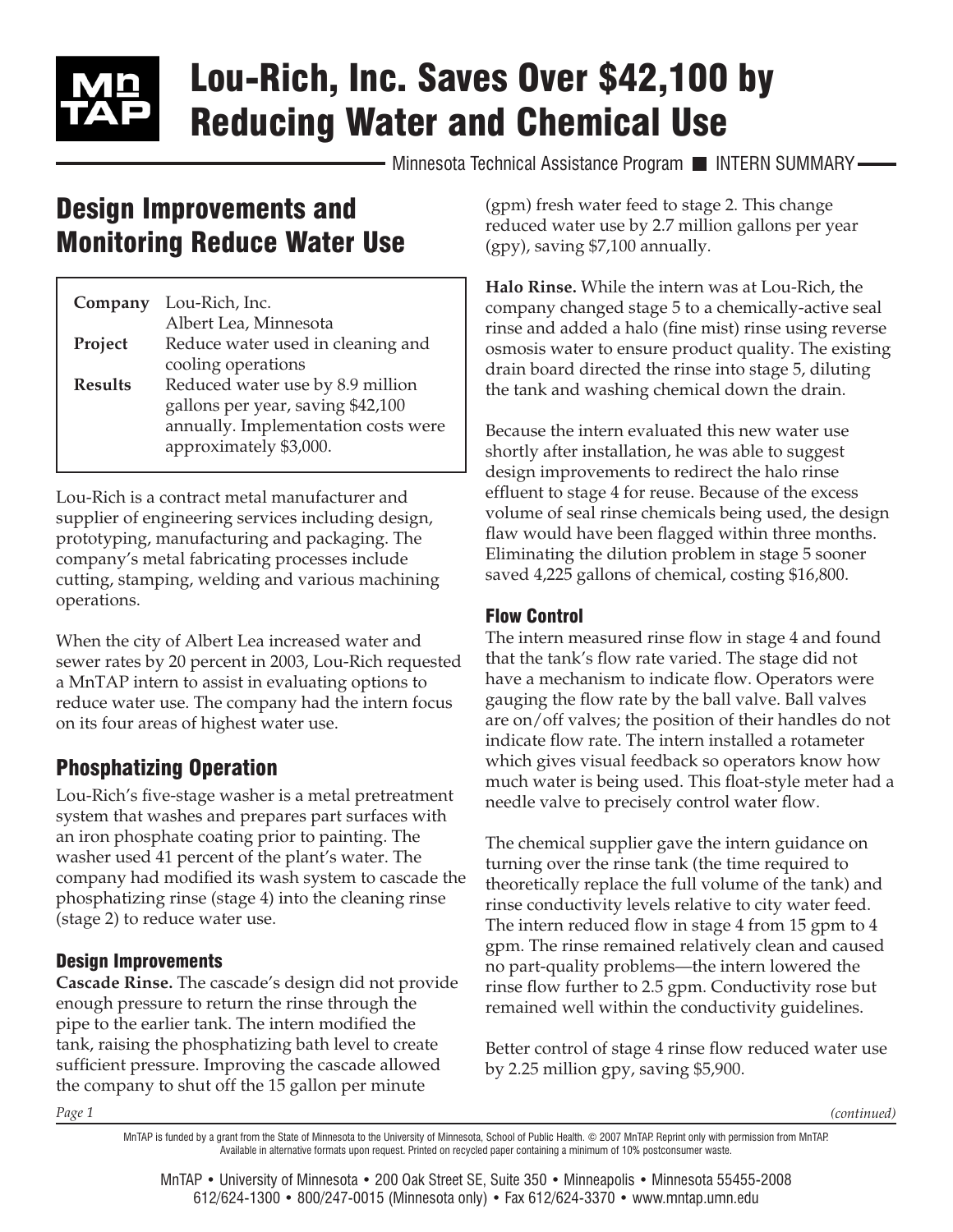# Lou-Rich, Inc. Saves Over $42,100 by Reducing Water and Chemical Use

Minnesota Technical Assistance Program ■ INTERN SUMMARY

## Design Improvements and Monitoring Reduce Water Use

| | |
|---|---|
| **Company** | Lou-Rich, Inc.<br>Albert Lea, Minnesota |
| **Project** | Reduce water used in cleaning and cooling operations |
| **Results** | Reduced water use by 8.9 million gallons per year, saving $42,100 annually. Implementation costs were approximately $3,000. |

Lou-Rich is a contract metal manufacturer and supplier of engineering services including design, prototyping, manufacturing and packaging. The company's metal fabricating processes include cutting, stamping, welding and various machining operations.

When the city of Albert Lea increased water and sewer rates by 20 percent in 2003, Lou-Rich requested a MnTAP intern to assist in evaluating options to reduce water use. The company had the intern focus on its four areas of highest water use.

## Phosphatizing Operation

Lou-Rich's five-stage washer is a metal pretreatment system that washes and prepares part surfaces with an iron phosphate coating prior to painting. The washer used 41 percent of the plant's water. The company had modified its wash system to cascade the phosphatizing rinse (stage 4) into the cleaning rinse (stage 2) to reduce water use.

### Design Improvements

**Cascade Rinse.** The cascade's design did not provide enough pressure to return the rinse through the pipe to the earlier tank. The intern modified the tank, raising the phosphatizing bath level to create sufficient pressure. Improving the cascade allowed the company to shut off the 15 gallon per minute (gpm) fresh water feed to stage 2. This change reduced water use by 2.7 million gallons per year (gpy), saving $7,100 annually.

**Halo Rinse.** While the intern was at Lou-Rich, the company changed stage 5 to a chemically-active seal rinse and added a halo (fine mist) rinse using reverse osmosis water to ensure product quality. The existing drain board directed the rinse into stage 5, diluting the tank and washing chemical down the drain.

Because the intern evaluated this new water use shortly after installation, he was able to suggest design improvements to redirect the halo rinse effluent to stage 4 for reuse. Because of the excess volume of seal rinse chemicals being used, the design flaw would have been flagged within three months. Eliminating the dilution problem in stage 5 sooner saved 4,225 gallons of chemical, costing $16,800.

### Flow Control

The intern measured rinse flow in stage 4 and found that the tank's flow rate varied. The stage did not have a mechanism to indicate flow. Operators were gauging the flow rate by the ball valve. Ball valves are on/off valves; the position of their handles do not indicate flow rate. The intern installed a rotameter which gives visual feedback so operators know how much water is being used. This float-style meter had a needle valve to precisely control water flow.

The chemical supplier gave the intern guidance on turning over the rinse tank (the time required to theoretically replace the full volume of the tank) and rinse conductivity levels relative to city water feed. The intern reduced flow in stage 4 from 15 gpm to 4 gpm. The rinse remained relatively clean and caused no part-quality problems—the intern lowered the rinse flow further to 2.5 gpm. Conductivity rose but remained well within the conductivity guidelines.

Better control of stage 4 rinse flow reduced water use by 2.25 million gpy, saving $5,900.

*(continued)*

MnTAP is funded by a grant from the State of Minnesota to the University of Minnesota, School of Public Health. © 2007 MnTAP. Reprint only with permission from MnTAP. Available in alternative formats upon request. Printed on recycled paper containing a minimum of 10% postconsumer waste.

MnTAP • University of Minnesota • 200 Oak Street SE, Suite 350 • Minneapolis • Minnesota 55455-2008
612/624-1300 • 800/247-0015 (Minnesota only) • Fax 612/624-3370 • www.mntap.umn.edu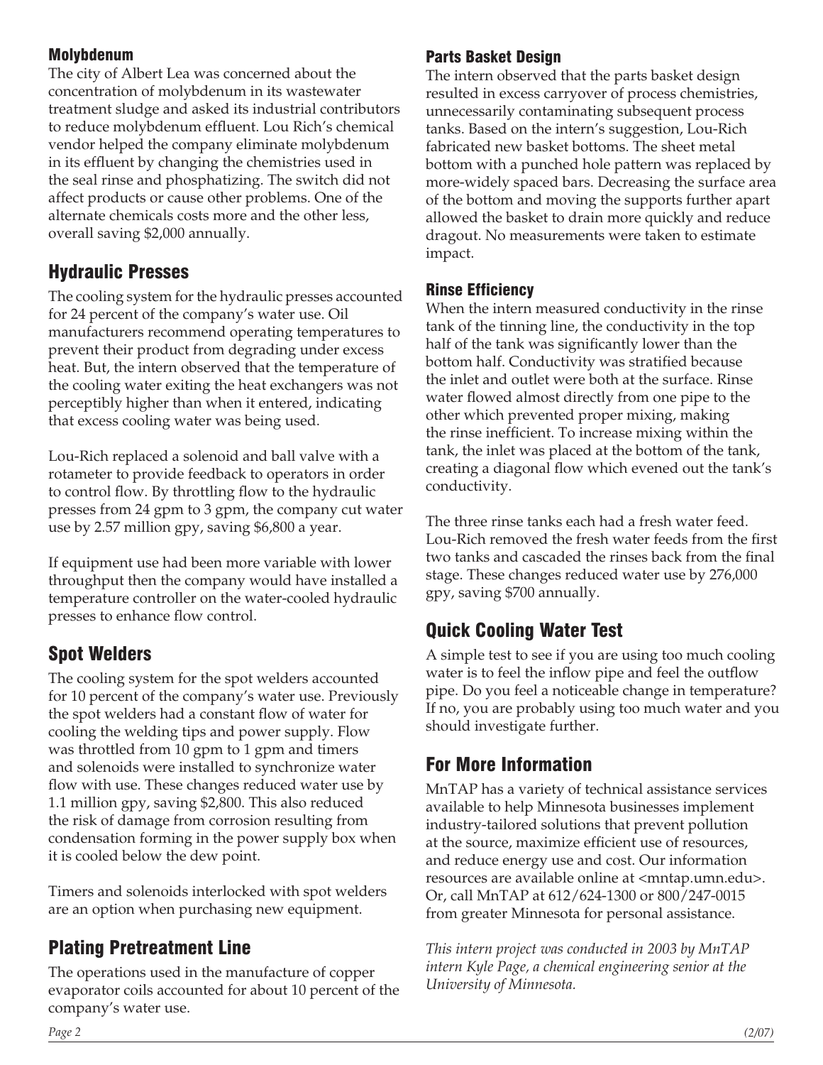### Molybdenum

The city of Albert Lea was concerned about the concentration of molybdenum in its wastewater treatment sludge and asked its industrial contributors to reduce molybdenum effluent. Lou Rich's chemical vendor helped the company eliminate molybdenum in its effluent by changing the chemistries used in the seal rinse and phosphatizing. The switch did not affect products or cause other problems. One of the alternate chemicals costs more and the other less, overall saving $2,000 annually.

## Hydraulic Presses

The cooling system for the hydraulic presses accounted for 24 percent of the company's water use. Oil manufacturers recommend operating temperatures to prevent their product from degrading under excess heat. But, the intern observed that the temperature of the cooling water exiting the heat exchangers was not perceptibly higher than when it entered, indicating that excess cooling water was being used.

Lou-Rich replaced a solenoid and ball valve with a rotameter to provide feedback to operators in order to control flow. By throttling flow to the hydraulic presses from 24 gpm to 3 gpm, the company cut water use by 2.57 million gpy, saving $6,800 a year.

If equipment use had been more variable with lower throughput then the company would have installed a temperature controller on the water-cooled hydraulic presses to enhance flow control.

## Spot Welders

The cooling system for the spot welders accounted for 10 percent of the company's water use. Previously the spot welders had a constant flow of water for cooling the welding tips and power supply. Flow was throttled from 10 gpm to 1 gpm and timers and solenoids were installed to synchronize water flow with use. These changes reduced water use by 1.1 million gpy, saving $2,800. This also reduced the risk of damage from corrosion resulting from condensation forming in the power supply box when it is cooled below the dew point.

Timers and solenoids interlocked with spot welders are an option when purchasing new equipment.

## Plating Pretreatment Line

The operations used in the manufacture of copper evaporator coils accounted for about 10 percent of the company's water use.

### Parts Basket Design

The intern observed that the parts basket design resulted in excess carryover of process chemistries, unnecessarily contaminating subsequent process tanks. Based on the intern's suggestion, Lou-Rich fabricated new basket bottoms. The sheet metal bottom with a punched hole pattern was replaced by more-widely spaced bars. Decreasing the surface area of the bottom and moving the supports further apart allowed the basket to drain more quickly and reduce dragout. No measurements were taken to estimate impact.

### Rinse Efficiency

When the intern measured conductivity in the rinse tank of the tinning line, the conductivity in the top half of the tank was significantly lower than the bottom half. Conductivity was stratified because the inlet and outlet were both at the surface. Rinse water flowed almost directly from one pipe to the other which prevented proper mixing, making the rinse inefficient. To increase mixing within the tank, the inlet was placed at the bottom of the tank, creating a diagonal flow which evened out the tank's conductivity.

The three rinse tanks each had a fresh water feed. Lou-Rich removed the fresh water feeds from the first two tanks and cascaded the rinses back from the final stage. These changes reduced water use by 276,000 gpy, saving $700 annually.

## Quick Cooling Water Test

A simple test to see if you are using too much cooling water is to feel the inflow pipe and feel the outflow pipe. Do you feel a noticeable change in temperature? If no, you are probably using too much water and you should investigate further.

## For More Information

MnTAP has a variety of technical assistance services available to help Minnesota businesses implement industry-tailored solutions that prevent pollution at the source, maximize efficient use of resources, and reduce energy use and cost. Our information resources are available online at <mntap.umn.edu>. Or, call MnTAP at 612/624-1300 or 800/247-0015 from greater Minnesota for personal assistance.

*This intern project was conducted in 2003 by MnTAP intern Kyle Page, a chemical engineering senior at the University of Minnesota.*